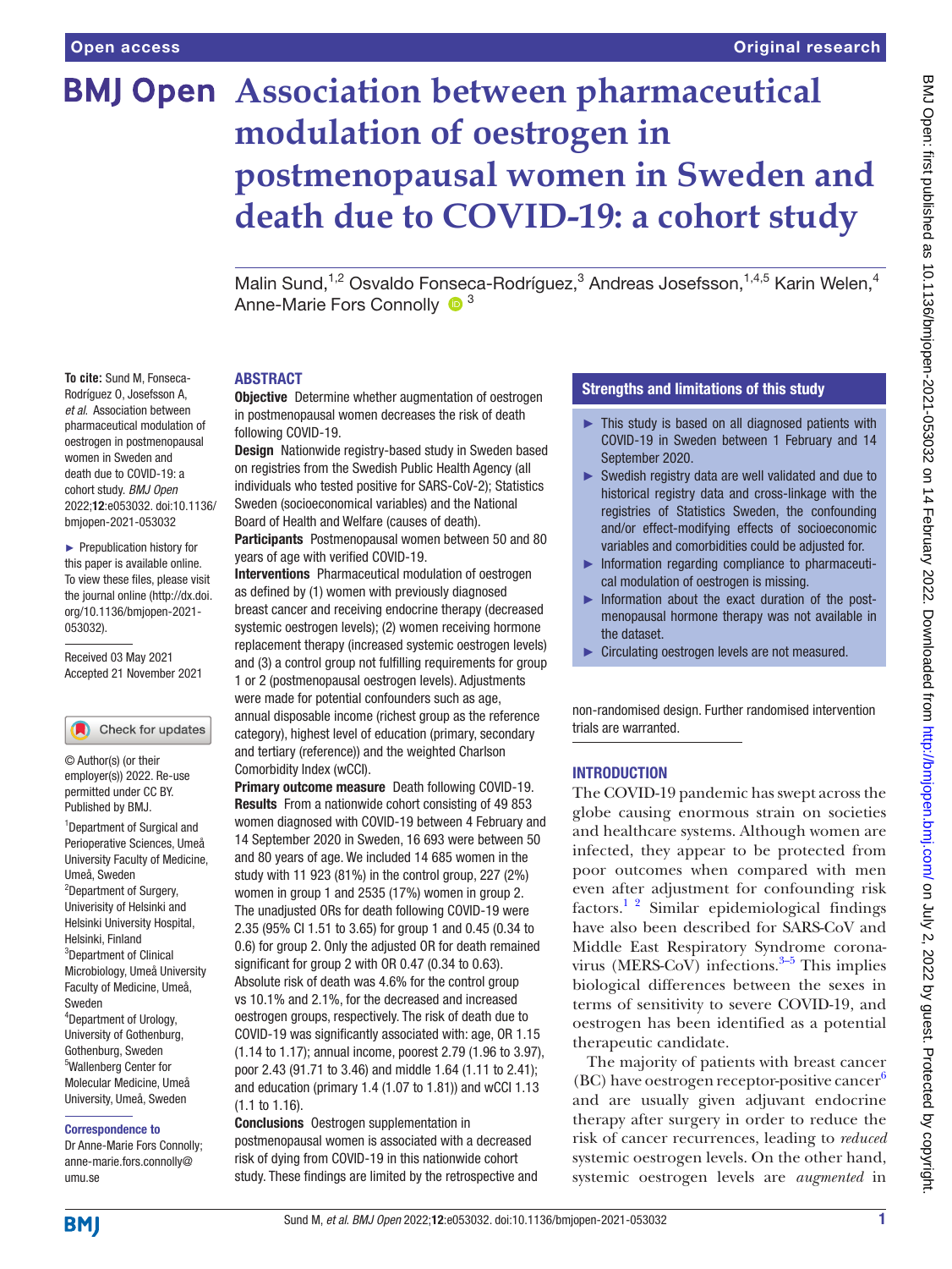Open access | Original research

# Association between pharmaceutical modulation of oestrogen in postmenopausal women in Sweden and death due to COVID-19: a cohort study

Malin Sund,[1,2] Osvaldo Fonseca-Rodríguez,[3] Andreas Josefsson,[1,4,5] Karin Welen,[4] Anne-Marie Fors Connolly[3]

**To cite:** Sund M, Fonseca-Rodríguez O, Josefsson A, *et al.* Association between pharmaceutical modulation of oestrogen in postmenopausal women in Sweden and death due to COVID-19: a cohort study. *BMJ Open* 2022;**12**:e053032. doi:10.1136/bmjopen-2021-053032

► Prepublication history for this paper is available online. To view these files, please visit the journal online (http://dx.doi.org/10.1136/bmjopen-2021-053032).

Received 03 May 2021
Accepted 21 November 2021

© Author(s) (or their employer(s)) 2022. Re-use permitted under CC BY. Published by BMJ.

[1]Department of Surgical and Perioperative Sciences, Umeå University Faculty of Medicine, Umeå, Sweden
[2]Department of Surgery, Univerisity of Helsinki and Helsinki University Hospital, Helsinki, Finland
[3]Department of Clinical Microbiology, Umeå University Faculty of Medicine, Umeå, Sweden
[4]Department of Urology, University of Gothenburg, Gothenburg, Sweden
[5]Wallenberg Center for Molecular Medicine, Umeå University, Umeå, Sweden

**Correspondence to**
Dr Anne-Marie Fors Connolly; anne-marie.fors.connolly@umu.se

## ABSTRACT

**Objective** Determine whether augmentation of oestrogen in postmenopausal women decreases the risk of death following COVID-19.

**Design** Nationwide registry-based study in Sweden based on registries from the Swedish Public Health Agency (all individuals who tested positive for SARS-CoV-2); Statistics Sweden (socioeconomical variables) and the National Board of Health and Welfare (causes of death).

**Participants** Postmenopausal women between 50 and 80 years of age with verified COVID-19.

**Interventions** Pharmaceutical modulation of oestrogen as defined by (1) women with previously diagnosed breast cancer and receiving endocrine therapy (decreased systemic oestrogen levels); (2) women receiving hormone replacement therapy (increased systemic oestrogen levels) and (3) a control group not fulfilling requirements for group 1 or 2 (postmenopausal oestrogen levels). Adjustments were made for potential confounders such as age, annual disposable income (richest group as the reference category), highest level of education (primary, secondary and tertiary (reference)) and the weighted Charlson Comorbidity Index (wCCI).

**Primary outcome measure** Death following COVID-19.

**Results** From a nationwide cohort consisting of 49 853 women diagnosed with COVID-19 between 4 February and 14 September 2020 in Sweden, 16 693 were between 50 and 80 years of age. We included 14 685 women in the study with 11 923 (81%) in the control group, 227 (2%) women in group 1 and 2535 (17%) women in group 2. The unadjusted ORs for death following COVID-19 were 2.35 (95% CI 1.51 to 3.65) for group 1 and 0.45 (0.34 to 0.6) for group 2. Only the adjusted OR for death remained significant for group 2 with OR 0.47 (0.34 to 0.63). Absolute risk of death was 4.6% for the control group vs 10.1% and 2.1%, for the decreased and increased oestrogen groups, respectively. The risk of death due to COVID-19 was significantly associated with: age, OR 1.15 (1.14 to 1.17); annual income, poorest 2.79 (1.96 to 3.97), poor 2.43 (91.71 to 3.46) and middle 1.64 (1.11 to 2.41); and education (primary 1.4 (1.07 to 1.81)) and wCCI 1.13 (1.1 to 1.16).

**Conclusions** Oestrogen supplementation in postmenopausal women is associated with a decreased risk of dying from COVID-19 in this nationwide cohort study. These findings are limited by the retrospective and non-randomised design. Further randomised intervention trials are warranted.

### Strengths and limitations of this study

- ► This study is based on all diagnosed patients with COVID-19 in Sweden between 1 February and 14 September 2020.
- ► Swedish registry data are well validated and due to historical registry data and cross-linkage with the registries of Statistics Sweden, the confounding and/or effect-modifying effects of socioeconomic variables and comorbidities could be adjusted for.
- ► Information regarding compliance to pharmaceutical modulation of oestrogen is missing.
- ► Information about the exact duration of the postmenopausal hormone therapy was not available in the dataset.
- ► Circulating oestrogen levels are not measured.

## INTRODUCTION

The COVID-19 pandemic has swept across the globe causing enormous strain on societies and healthcare systems. Although women are infected, they appear to be protected from poor outcomes when compared with men even after adjustment for confounding risk factors.[1 2] Similar epidemiological findings have also been described for SARS-CoV and Middle East Respiratory Syndrome coronavirus (MERS-CoV) infections.[3–5] This implies biological differences between the sexes in terms of sensitivity to severe COVID-19, and oestrogen has been identified as a potential therapeutic candidate.

The majority of patients with breast cancer (BC) have oestrogen receptor-positive cancer[6] and are usually given adjuvant endocrine therapy after surgery in order to reduce the risk of cancer recurrences, leading to *reduced* systemic oestrogen levels. On the other hand, systemic oestrogen levels are *augmented* in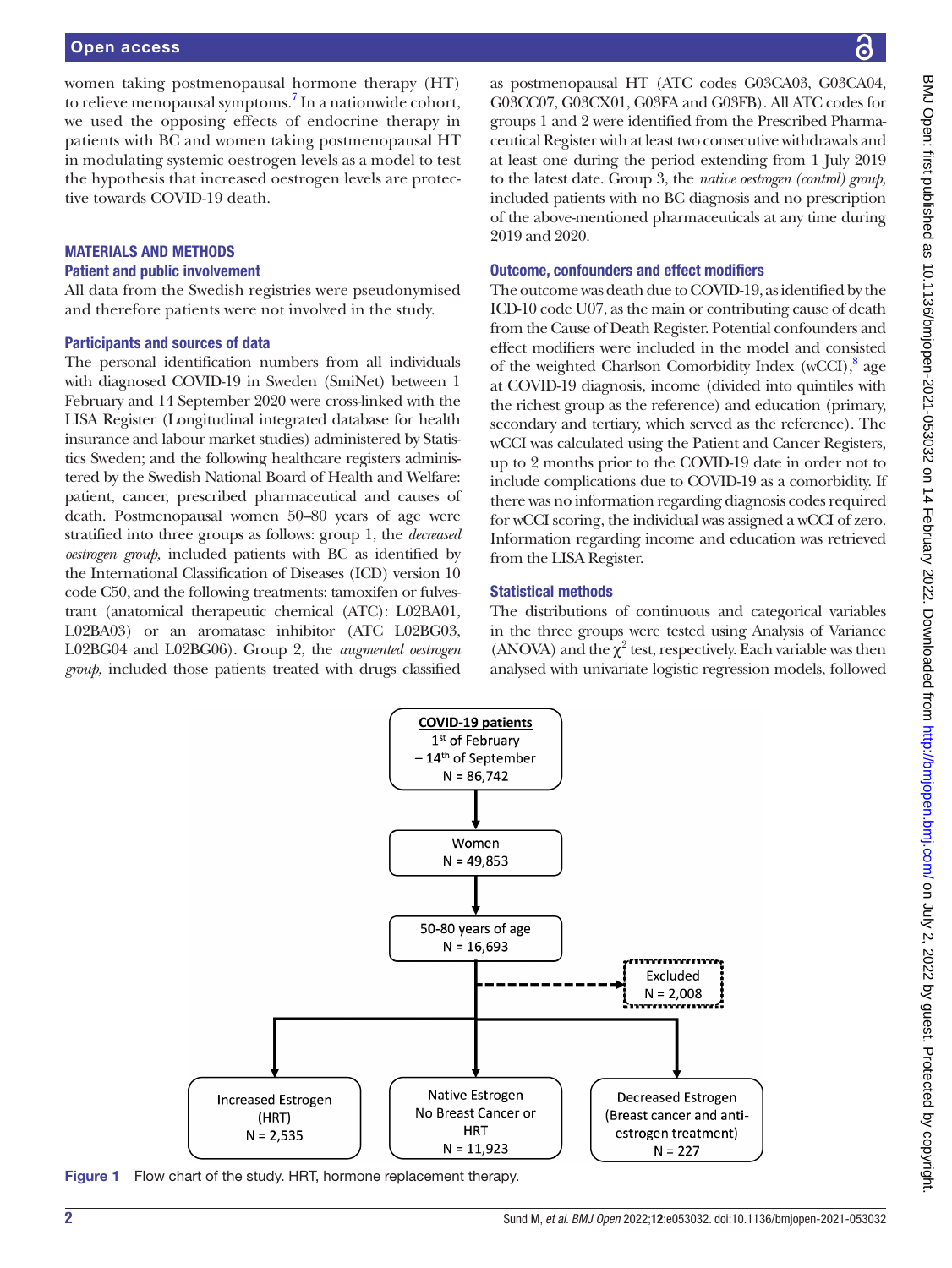women taking postmenopausal hormone therapy (HT) to relieve menopausal symptoms.[7] In a nationwide cohort, we used the opposing effects of endocrine therapy in patients with BC and women taking postmenopausal HT in modulating systemic oestrogen levels as a model to test the hypothesis that increased oestrogen levels are protective towards COVID-19 death.

## MATERIALS AND METHODS

### Patient and public involvement

All data from the Swedish registries were pseudonymised and therefore patients were not involved in the study.

### Participants and sources of data

The personal identification numbers from all individuals with diagnosed COVID-19 in Sweden (SmiNet) between 1 February and 14 September 2020 were cross-linked with the LISA Register (Longitudinal integrated database for health insurance and labour market studies) administered by Statistics Sweden; and the following healthcare registers administered by the Swedish National Board of Health and Welfare: patient, cancer, prescribed pharmaceutical and causes of death. Postmenopausal women 50–80 years of age were stratified into three groups as follows: group 1, the *decreased oestrogen group,* included patients with BC as identified by the International Classification of Diseases (ICD) version 10 code C50, and the following treatments: tamoxifen or fulvestrant (anatomical therapeutic chemical (ATC): L02BA01, L02BA03) or an aromatase inhibitor (ATC L02BG03, L02BG04 and L02BG06). Group 2, the *augmented oestrogen group,* included those patients treated with drugs classified as postmenopausal HT (ATC codes G03CA03, G03CA04, G03CC07, G03CX01, G03FA and G03FB). All ATC codes for groups 1 and 2 were identified from the Prescribed Pharmaceutical Register with at least two consecutive withdrawals and at least one during the period extending from 1 July 2019 to the latest date. Group 3, the *native oestrogen (control) group,* included patients with no BC diagnosis and no prescription of the above-mentioned pharmaceuticals at any time during 2019 and 2020.

### Outcome, confounders and effect modifiers

The outcome was death due to COVID-19, as identified by the ICD-10 code U07, as the main or contributing cause of death from the Cause of Death Register. Potential confounders and effect modifiers were included in the model and consisted of the weighted Charlson Comorbidity Index (wCCI),[8] age at COVID-19 diagnosis, income (divided into quintiles with the richest group as the reference) and education (primary, secondary and tertiary, which served as the reference). The wCCI was calculated using the Patient and Cancer Registers, up to 2 months prior to the COVID-19 date in order not to include complications due to COVID-19 as a comorbidity. If there was no information regarding diagnosis codes required for wCCI scoring, the individual was assigned a wCCI of zero. Information regarding income and education was retrieved from the LISA Register.

### Statistical methods

The distributions of continuous and categorical variables in the three groups were tested using Analysis of Variance (ANOVA) and the $\chi^2$ test, respectively. Each variable was then analysed with univariate logistic regression models, followed

COVID-19 patients 1st of February – 14th of September N = 86,742 → Women N = 49,853 → 50-80 years of age N = 16,693 → Excluded N = 2,008; Increased Estrogen (HRT) N = 2,535; Native Estrogen No Breast Cancer or HRT N = 11,923; Decreased Estrogen (Breast cancer and anti-estrogen treatment) N = 227

Figure 1 Flow chart of the study. HRT, hormone replacement therapy.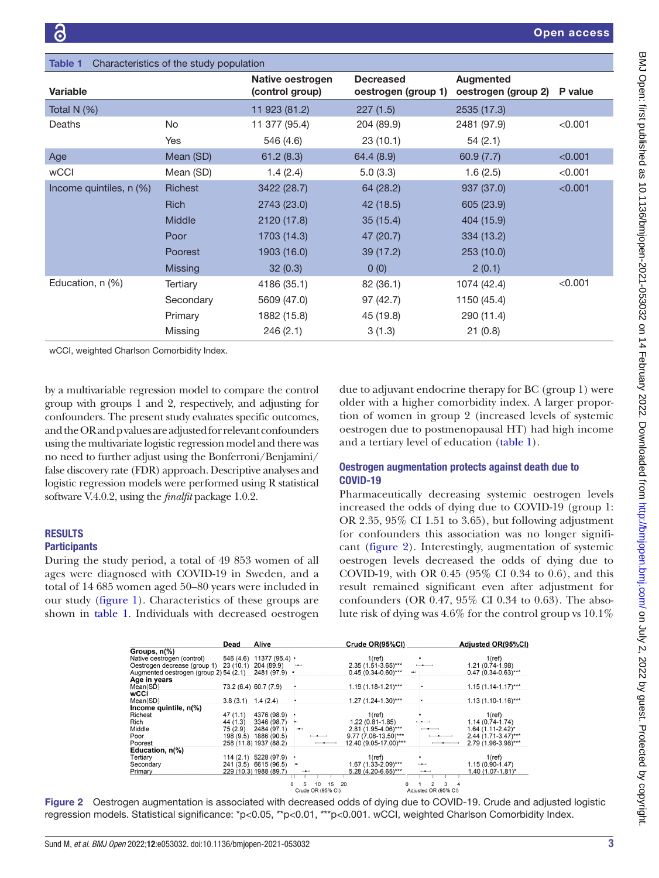**Table 1** Characteristics of the study population

| Variable | | Native oestrogen (control group) | Decreased oestrogen (group 1) | Augmented oestrogen (group 2) | P value |
|---|---|---|---|---|---|
| Total N (%) | | 11 923 (81.2) | 227 (1.5) | 2535 (17.3) | |
| Deaths | No | 11 377 (95.4) | 204 (89.9) | 2481 (97.9) | <0.001 |
| | Yes | 546 (4.6) | 23 (10.1) | 54 (2.1) | |
| Age | Mean (SD) | 61.2 (8.3) | 64.4 (8.9) | 60.9 (7.7) | <0.001 |
| wCCI | Mean (SD) | 1.4 (2.4) | 5.0 (3.3) | 1.6 (2.5) | <0.001 |
| Income quintiles, n (%) | Richest | 3422 (28.7) | 64 (28.2) | 937 (37.0) | <0.001 |
| | Rich | 2743 (23.0) | 42 (18.5) | 605 (23.9) | |
| | Middle | 2120 (17.8) | 35 (15.4) | 404 (15.9) | |
| | Poor | 1703 (14.3) | 47 (20.7) | 334 (13.2) | |
| | Poorest | 1903 (16.0) | 39 (17.2) | 253 (10.0) | |
| | Missing | 32 (0.3) | 0 (0) | 2 (0.1) | |
| Education, n (%) | Tertiary | 4186 (35.1) | 82 (36.1) | 1074 (42.4) | <0.001 |
| | Secondary | 5609 (47.0) | 97 (42.7) | 1150 (45.4) | |
| | Primary | 1882 (15.8) | 45 (19.8) | 290 (11.4) | |
| | Missing | 246 (2.1) | 3 (1.3) | 21 (0.8) | |

wCCI, weighted Charlson Comorbidity Index.

by a multivariable regression model to compare the control group with groups 1 and 2, respectively, and adjusting for confounders. The present study evaluates specific outcomes, and the OR and p values are adjusted for relevant confounders using the multivariate logistic regression model and there was no need to further adjust using the Bonferroni/Benjamini/false discovery rate (FDR) approach. Descriptive analyses and logistic regression models were performed using R statistical software V.4.0.2, using the *finalfit* package 1.0.2.

## RESULTS

### Participants

During the study period, a total of 49 853 women of all ages were diagnosed with COVID-19 in Sweden, and a total of 14 685 women aged 50–80 years were included in our study (figure 1). Characteristics of these groups are shown in table 1. Individuals with decreased oestrogen due to adjuvant endocrine therapy for BC (group 1) were older with a higher comorbidity index. A larger proportion of women in group 2 (increased levels of systemic oestrogen due to postmenopausal HT) had high income and a tertiary level of education (table 1).

### Oestrogen augmentation protects against death due to COVID-19

Pharmaceutically decreasing systemic oestrogen levels increased the odds of dying due to COVID-19 (group 1: OR 2.35, 95% CI 1.51 to 3.65), but following adjustment for confounders this association was no longer significant (figure 2). Interestingly, augmentation of systemic oestrogen levels decreased the odds of dying due to COVID-19, with OR 0.45 (95% CI 0.34 to 0.6), and this result remained significant even after adjustment for confounders (OR 0.47, 95% CI 0.34 to 0.63). The absolute risk of dying was 4.6% for the control group vs 10.1%

| | Dead | Alive | Crude OR(95%CI) | Adjusted OR(95%CI) |
|---|---|---|---|---|
| **Groups, n(%)** | | | | |
| Native oestrogen (control) | 546 (4.6) | 11377 (95.4) | 1(ref) | 1(ref) |
| Oestrogen decrease (group 1) | 23 (10.1) | 204 (89.9) | 2.35 (1.51-3.65)*** | 1.21 (0.74-1.98) |
| Augmented oestrogen (group 2) | 54 (2.1) | 2481 (97.9) | 0.45 (0.34-0.60)*** | 0.47 (0.34-0.63)*** |
| **Age in years** | | | | |
| Mean(SD) | 73.2 (6.4) | 60.7 (7.9) | 1.19 (1.18-1.21)*** | 1.15 (1.14-1.17)*** |
| **wCCI** | | | | |
| Mean(SD) | 3.8 (3.1) | 1.4 (2.4) | 1.27 (1.24-1.30)*** | 1.13 (1.10-1.16)*** |
| **Income quintile, n(%)** | | | | |
| Richest | 47 (1.1) | 4376 (98.9) | 1(ref) | 1(ref) |
| Rich | 44 (1.3) | 3346 (98.7) | 1.22 (0.81-1.85) | 1.14 (0.74-1.74) |
| Middle | 75 (2.9) | 2484 (97.1) | 2.81 (1.95-4.06)*** | 1.64 (1.11-2.42)* |
| Poor | 198 (9.5) | 1886 (90.5) | 9.77 (7.08-13.50)*** | 2.44 (1.71-3.47)*** |
| Poorest | 258 (11.8) | 1937 (88.2) | 12.40 (9.05-17.00)*** | 2.79 (1.96-3.98)*** |
| **Education, n(%)** | | | | |
| Tertiary | 114 (2.1) | 5228 (97.9) | 1(ref) | 1(ref) |
| Secondary | 241 (3.5) | 6615 (96.5) | 1.67 (1.33-2.09)*** | 1.15 (0.90-1.47) |
| Primary | 229 (10.3) | 1988 (89.7) | 5.28 (4.20-6.65)*** | 1.40 (1.07-1.81)* |

**Figure 2** Oestrogen augmentation is associated with decreased odds of dying due to COVID-19. Crude and adjusted logistic regression models. Statistical significance: *p<0.05, **p<0.01, ***p<0.001. wCCI, weighted Charlson Comorbidity Index.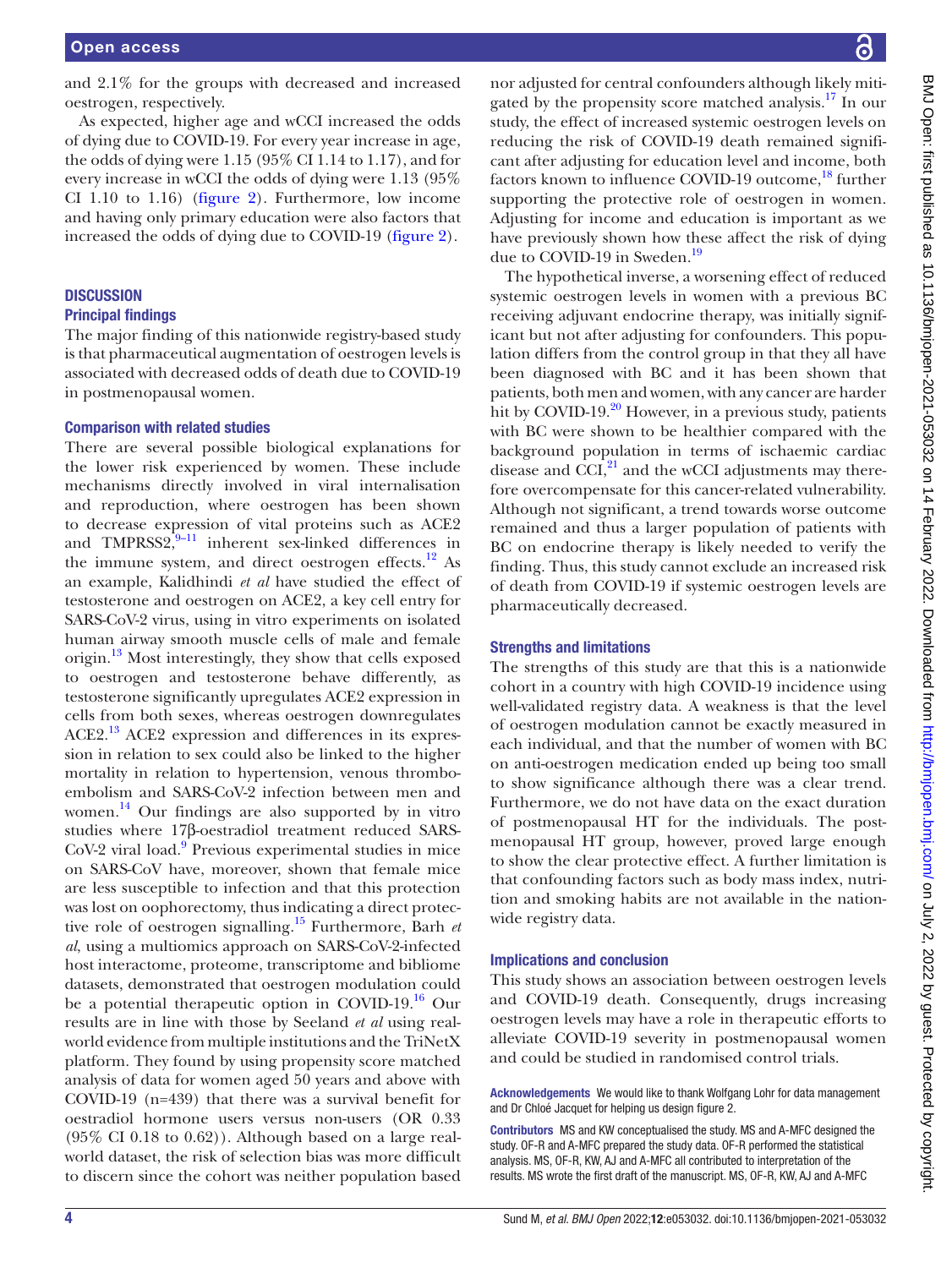and 2.1% for the groups with decreased and increased oestrogen, respectively.

As expected, higher age and wCCI increased the odds of dying due to COVID-19. For every year increase in age, the odds of dying were 1.15 (95% CI 1.14 to 1.17), and for every increase in wCCI the odds of dying were 1.13 (95% CI 1.10 to 1.16) (figure 2). Furthermore, low income and having only primary education were also factors that increased the odds of dying due to COVID-19 (figure 2).

## DISCUSSION

### Principal findings

The major finding of this nationwide registry-based study is that pharmaceutical augmentation of oestrogen levels is associated with decreased odds of death due to COVID-19 in postmenopausal women.

### Comparison with related studies

There are several possible biological explanations for the lower risk experienced by women. These include mechanisms directly involved in viral internalisation and reproduction, where oestrogen has been shown to decrease expression of vital proteins such as ACE2 and TMPRSS2,[9–11] inherent sex-linked differences in the immune system, and direct oestrogen effects.[12] As an example, Kalidhindi *et al* have studied the effect of testosterone and oestrogen on ACE2, a key cell entry for SARS-CoV-2 virus, using in vitro experiments on isolated human airway smooth muscle cells of male and female origin.[13] Most interestingly, they show that cells exposed to oestrogen and testosterone behave differently, as testosterone significantly upregulates ACE2 expression in cells from both sexes, whereas oestrogen downregulates ACE2.[13] ACE2 expression and differences in its expression in relation to sex could also be linked to the higher mortality in relation to hypertension, venous thromboembolism and SARS-CoV-2 infection between men and women.[14] Our findings are also supported by in vitro studies where 17β-oestradiol treatment reduced SARS-CoV-2 viral load.[9] Previous experimental studies in mice on SARS-CoV have, moreover, shown that female mice are less susceptible to infection and that this protection was lost on oophorectomy, thus indicating a direct protective role of oestrogen signalling.[15] Furthermore, Barh *et al*, using a multiomics approach on SARS-CoV-2-infected host interactome, proteome, transcriptome and bibliome datasets, demonstrated that oestrogen modulation could be a potential therapeutic option in COVID-19.[16] Our results are in line with those by Seeland *et al* using real-world evidence from multiple institutions and the TriNetX platform. They found by using propensity score matched analysis of data for women aged 50 years and above with COVID-19 (n=439) that there was a survival benefit for oestradiol hormone users versus non-users (OR 0.33 (95% CI 0.18 to 0.62)). Although based on a large real-world dataset, the risk of selection bias was more difficult to discern since the cohort was neither population based nor adjusted for central confounders although likely mitigated by the propensity score matched analysis.[17] In our study, the effect of increased systemic oestrogen levels on reducing the risk of COVID-19 death remained significant after adjusting for education level and income, both factors known to influence COVID-19 outcome,[18] further supporting the protective role of oestrogen in women. Adjusting for income and education is important as we have previously shown how these affect the risk of dying due to COVID-19 in Sweden.[19]

The hypothetical inverse, a worsening effect of reduced systemic oestrogen levels in women with a previous BC receiving adjuvant endocrine therapy, was initially significant but not after adjusting for confounders. This population differs from the control group in that they all have been diagnosed with BC and it has been shown that patients, both men and women, with any cancer are harder hit by COVID-19.[20] However, in a previous study, patients with BC were shown to be healthier compared with the background population in terms of ischaemic cardiac disease and CCI,[21] and the wCCI adjustments may therefore overcompensate for this cancer-related vulnerability. Although not significant, a trend towards worse outcome remained and thus a larger population of patients with BC on endocrine therapy is likely needed to verify the finding. Thus, this study cannot exclude an increased risk of death from COVID-19 if systemic oestrogen levels are pharmaceutically decreased.

### Strengths and limitations

The strengths of this study are that this is a nationwide cohort in a country with high COVID-19 incidence using well-validated registry data. A weakness is that the level of oestrogen modulation cannot be exactly measured in each individual, and that the number of women with BC on anti-oestrogen medication ended up being too small to show significance although there was a clear trend. Furthermore, we do not have data on the exact duration of postmenopausal HT for the individuals. The postmenopausal HT group, however, proved large enough to show the clear protective effect. A further limitation is that confounding factors such as body mass index, nutrition and smoking habits are not available in the nationwide registry data.

### Implications and conclusion

This study shows an association between oestrogen levels and COVID-19 death. Consequently, drugs increasing oestrogen levels may have a role in therapeutic efforts to alleviate COVID-19 severity in postmenopausal women and could be studied in randomised control trials.

**Acknowledgements** We would like to thank Wolfgang Lohr for data management and Dr Chloé Jacquet for helping us design figure 2.

**Contributors** MS and KW conceptualised the study. MS and A-MFC designed the study. OF-R and A-MFC prepared the study data. OF-R performed the statistical analysis. MS, OF-R, KW, AJ and A-MFC all contributed to interpretation of the results. MS wrote the first draft of the manuscript. MS, OF-R, KW, AJ and A-MFC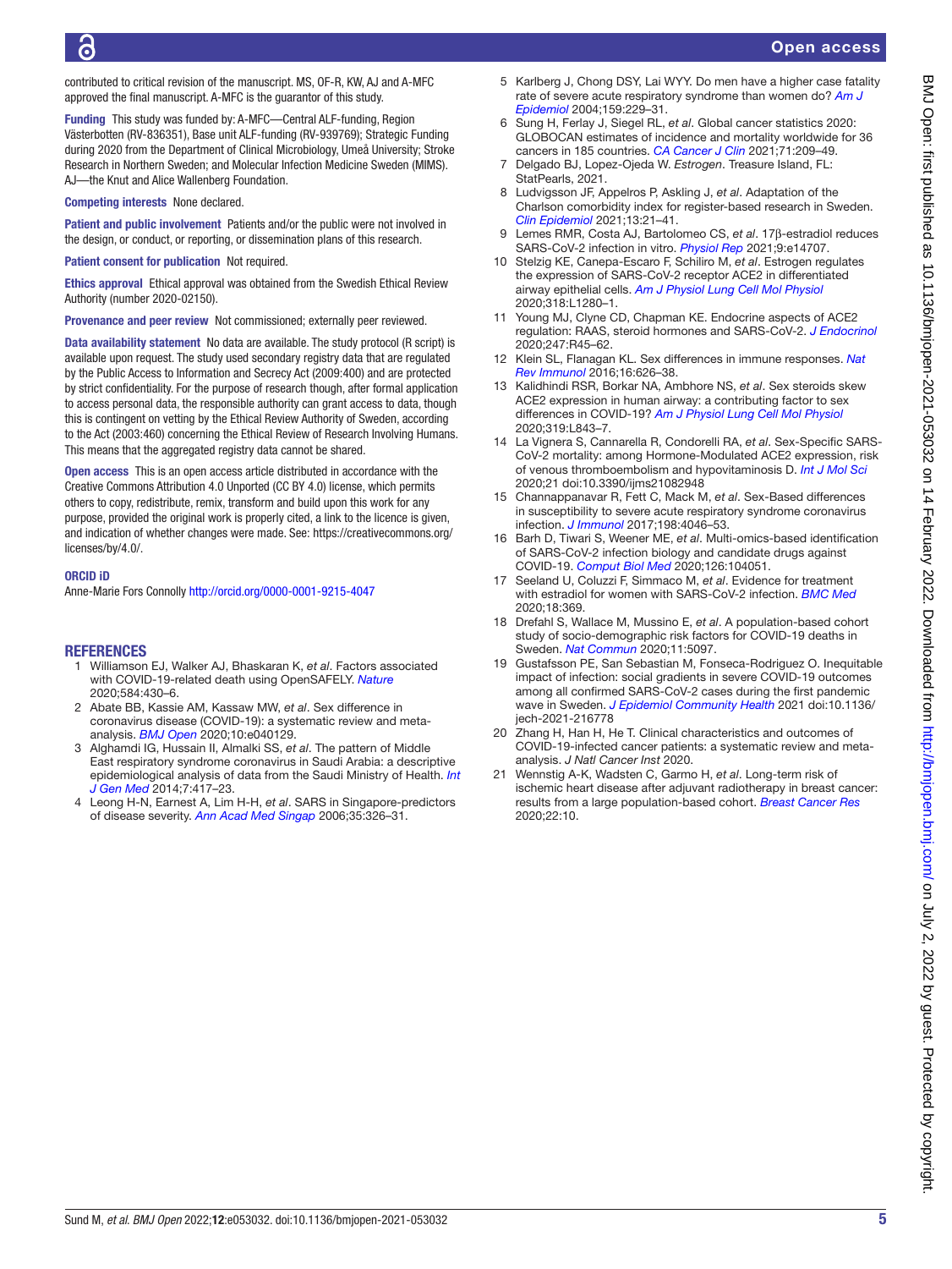contributed to critical revision of the manuscript. MS, OF-R, KW, AJ and A-MFC approved the final manuscript. A-MFC is the guarantor of this study.

**Funding** This study was funded by: A-MFC—Central ALF-funding, Region Västerbotten (RV-836351), Base unit ALF-funding (RV-939769); Strategic Funding during 2020 from the Department of Clinical Microbiology, Umeå University; Stroke Research in Northern Sweden; and Molecular Infection Medicine Sweden (MIMS). AJ—the Knut and Alice Wallenberg Foundation.

**Competing interests** None declared.

**Patient and public involvement** Patients and/or the public were not involved in the design, or conduct, or reporting, or dissemination plans of this research.

**Patient consent for publication** Not required.

**Ethics approval** Ethical approval was obtained from the Swedish Ethical Review Authority (number 2020-02150).

**Provenance and peer review** Not commissioned; externally peer reviewed.

**Data availability statement** No data are available. The study protocol (R script) is available upon request. The study used secondary registry data that are regulated by the Public Access to Information and Secrecy Act (2009:400) and are protected by strict confidentiality. For the purpose of research though, after formal application to access personal data, the responsible authority can grant access to data, though this is contingent on vetting by the Ethical Review Authority of Sweden, according to the Act (2003:460) concerning the Ethical Review of Research Involving Humans. This means that the aggregated registry data cannot be shared.

**Open access** This is an open access article distributed in accordance with the Creative Commons Attribution 4.0 Unported (CC BY 4.0) license, which permits others to copy, redistribute, remix, transform and build upon this work for any purpose, provided the original work is properly cited, a link to the licence is given, and indication of whether changes were made. See: https://creativecommons.org/licenses/by/4.0/.

**ORCID iD**

Anne-Marie Fors Connolly http://orcid.org/0000-0001-9215-4047

## REFERENCES

1. Williamson EJ, Walker AJ, Bhaskaran K, *et al*. Factors associated with COVID-19-related death using OpenSAFELY. *Nature* 2020;584:430–6.
2. Abate BB, Kassie AM, Kassaw MW, *et al*. Sex difference in coronavirus disease (COVID-19): a systematic review and meta-analysis. *BMJ Open* 2020;10:e040129.
3. Alghamdi IG, Hussain II, Almalki SS, *et al*. The pattern of Middle East respiratory syndrome coronavirus in Saudi Arabia: a descriptive epidemiological analysis of data from the Saudi Ministry of Health. *Int J Gen Med* 2014;7:417–23.
4. Leong H-N, Earnest A, Lim H-H, *et al*. SARS in Singapore-predictors of disease severity. *Ann Acad Med Singap* 2006;35:326–31.
5. Karlberg J, Chong DSY, Lai WYY. Do men have a higher case fatality rate of severe acute respiratory syndrome than women do? *Am J Epidemiol* 2004;159:229–31.
6. Sung H, Ferlay J, Siegel RL, *et al*. Global cancer statistics 2020: GLOBOCAN estimates of incidence and mortality worldwide for 36 cancers in 185 countries. *CA Cancer J Clin* 2021;71:209–49.
7. Delgado BJ, Lopez-Ojeda W. *Estrogen*. Treasure Island, FL: StatPearls, 2021.
8. Ludvigsson JF, Appelros P, Askling J, *et al*. Adaptation of the Charlson comorbidity index for register-based research in Sweden. *Clin Epidemiol* 2021;13:21–41.
9. Lemes RMR, Costa AJ, Bartolomeo CS, *et al*. 17β-estradiol reduces SARS-CoV-2 infection in vitro. *Physiol Rep* 2021;9:e14707.
10. Stelzig KE, Canepa-Escaro F, Schiliro M, *et al*. Estrogen regulates the expression of SARS-CoV-2 receptor ACE2 in differentiated airway epithelial cells. *Am J Physiol Lung Cell Mol Physiol* 2020;318:L1280–1.
11. Young MJ, Clyne CD, Chapman KE. Endocrine aspects of ACE2 regulation: RAAS, steroid hormones and SARS-CoV-2. *J Endocrinol* 2020;247:R45–62.
12. Klein SL, Flanagan KL. Sex differences in immune responses. *Nat Rev Immunol* 2016;16:626–38.
13. Kalidhindi RSR, Borkar NA, Ambhore NS, *et al*. Sex steroids skew ACE2 expression in human airway: a contributing factor to sex differences in COVID-19? *Am J Physiol Lung Cell Mol Physiol* 2020;319:L843–7.
14. La Vignera S, Cannarella R, Condorelli RA, *et al*. Sex-Specific SARS-CoV-2 mortality: among Hormone-Modulated ACE2 expression, risk of venous thromboembolism and hypovitaminosis D. *Int J Mol Sci* 2020;21 doi:10.3390/ijms21082948
15. Channappanavar R, Fett C, Mack M, *et al*. Sex-Based differences in susceptibility to severe acute respiratory syndrome coronavirus infection. *J Immunol* 2017;198:4046–53.
16. Barh D, Tiwari S, Weener ME, *et al*. Multi-omics-based identification of SARS-CoV-2 infection biology and candidate drugs against COVID-19. *Comput Biol Med* 2020;126:104051.
17. Seeland U, Coluzzi F, Simmaco M, *et al*. Evidence for treatment with estradiol for women with SARS-CoV-2 infection. *BMC Med* 2020;18:369.
18. Drefahl S, Wallace M, Mussino E, *et al*. A population-based cohort study of socio-demographic risk factors for COVID-19 deaths in Sweden. *Nat Commun* 2020;11:5097.
19. Gustafsson PE, San Sebastian M, Fonseca-Rodriguez O. Inequitable impact of infection: social gradients in severe COVID-19 outcomes among all confirmed SARS-CoV-2 cases during the first pandemic wave in Sweden. *J Epidemiol Community Health* 2021 doi:10.1136/jech-2021-216778
20. Zhang H, Han H, He T. Clinical characteristics and outcomes of COVID-19-infected cancer patients: a systematic review and meta-analysis. *J Natl Cancer Inst* 2020.
21. Wennstig A-K, Wadsten C, Garmo H, *et al*. Long-term risk of ischemic heart disease after adjuvant radiotherapy in breast cancer: results from a large population-based cohort. *Breast Cancer Res* 2020;22:10.